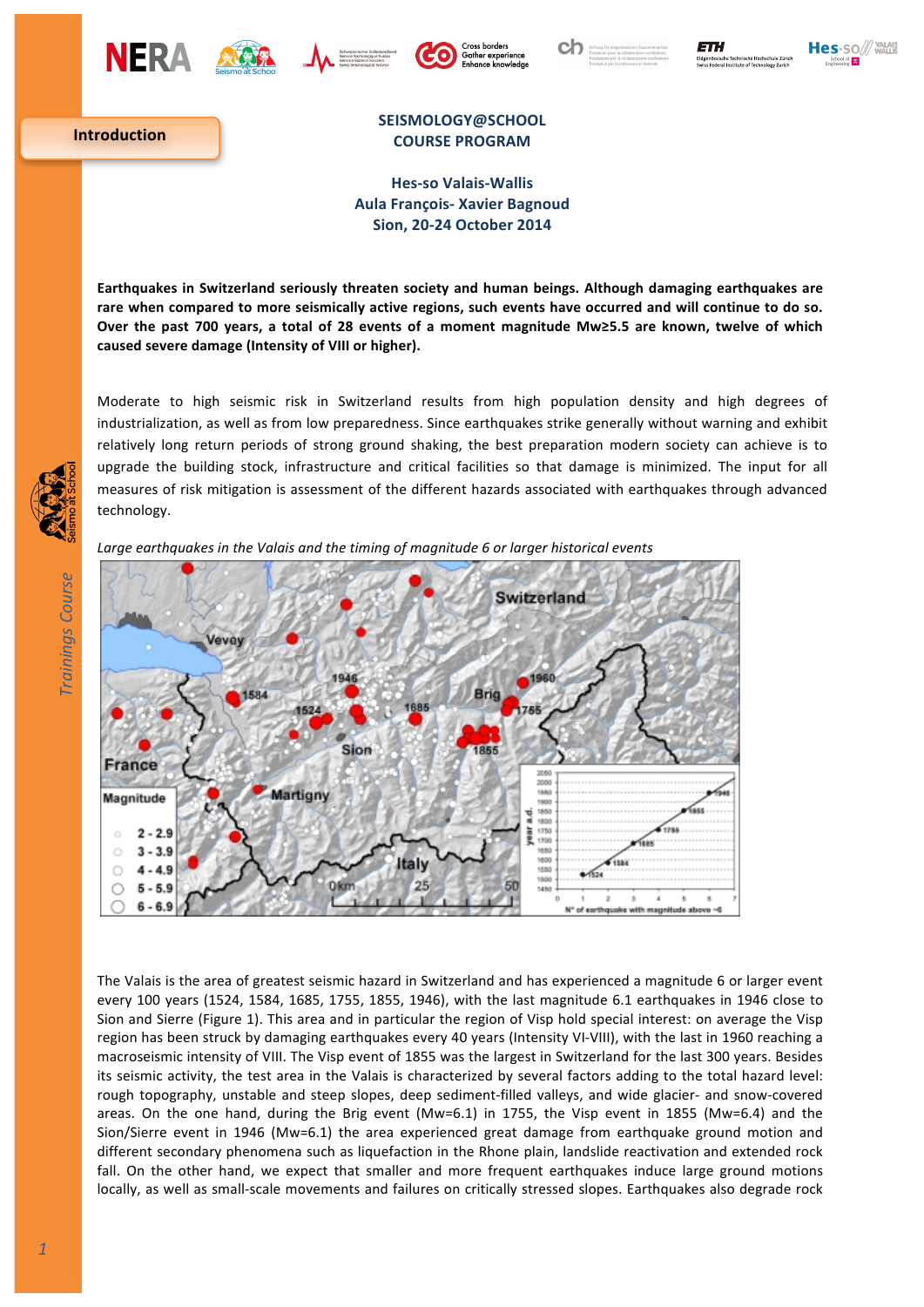Introduction

# SEISMOLOGY@SCHOOL
## COURSE PROGRAM

**Hes-so Valais-Wallis**
**Aula François- Xavier Bagnoud**
**Sion, 20-24 October 2014**

**Earthquakes in Switzerland seriously threaten society and human beings. Although damaging earthquakes are rare when compared to more seismically active regions, such events have occurred and will continue to do so. Over the past 700 years, a total of 28 events of a moment magnitude Mw≥5.5 are known, twelve of which caused severe damage (Intensity of VIII or higher).**

Moderate to high seismic risk in Switzerland results from high population density and high degrees of industrialization, as well as from low preparedness. Since earthquakes strike generally without warning and exhibit relatively long return periods of strong ground shaking, the best preparation modern society can achieve is to upgrade the building stock, infrastructure and critical facilities so that damage is minimized. The input for all measures of risk mitigation is assessment of the different hazards associated with earthquakes through advanced technology.

*Large earthquakes in the Valais and the timing of magnitude 6 or larger historical events*

The Valais is the area of greatest seismic hazard in Switzerland and has experienced a magnitude 6 or larger event every 100 years (1524, 1584, 1685, 1755, 1855, 1946), with the last magnitude 6.1 earthquakes in 1946 close to Sion and Sierre (Figure 1). This area and in particular the region of Visp hold special interest: on average the Visp region has been struck by damaging earthquakes every 40 years (Intensity VI-VIII), with the last in 1960 reaching a macroseismic intensity of VIII. The Visp event of 1855 was the largest in Switzerland for the last 300 years. Besides its seismic activity, the test area in the Valais is characterized by several factors adding to the total hazard level: rough topography, unstable and steep slopes, deep sediment-filled valleys, and wide glacier- and snow-covered areas. On the one hand, during the Brig event (Mw=6.1) in 1755, the Visp event in 1855 (Mw=6.4) and the Sion/Sierre event in 1946 (Mw=6.1) the area experienced great damage from earthquake ground motion and different secondary phenomena such as liquefaction in the Rhone plain, landslide reactivation and extended rock fall. On the other hand, we expect that smaller and more frequent earthquakes induce large ground motions locally, as well as small-scale movements and failures on critically stressed slopes. Earthquakes also degrade rock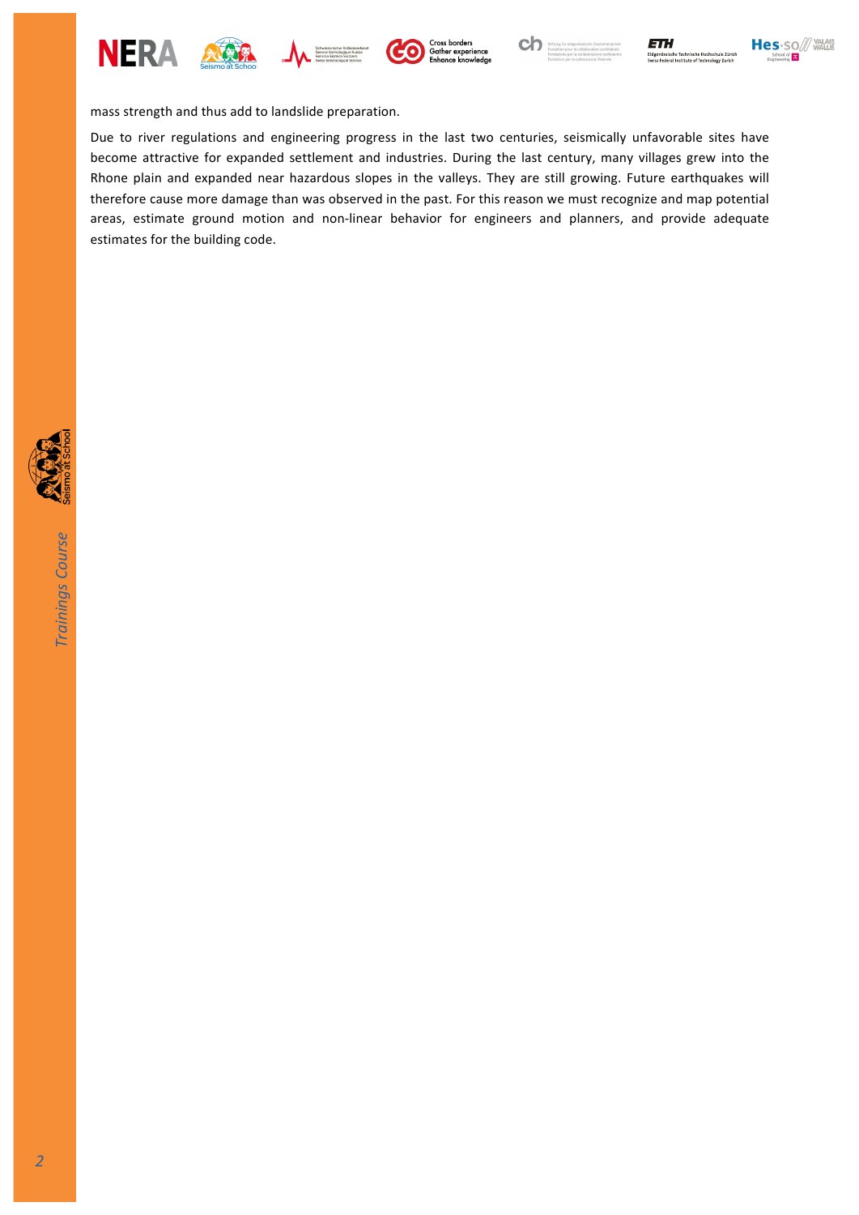mass strength and thus add to landslide preparation.

Due to river regulations and engineering progress in the last two centuries, seismically unfavorable sites have become attractive for expanded settlement and industries. During the last century, many villages grew into the Rhone plain and expanded near hazardous slopes in the valleys. They are still growing. Future earthquakes will therefore cause more damage than was observed in the past. For this reason we must recognize and map potential areas, estimate ground motion and non-linear behavior for engineers and planners, and provide adequate estimates for the building code.